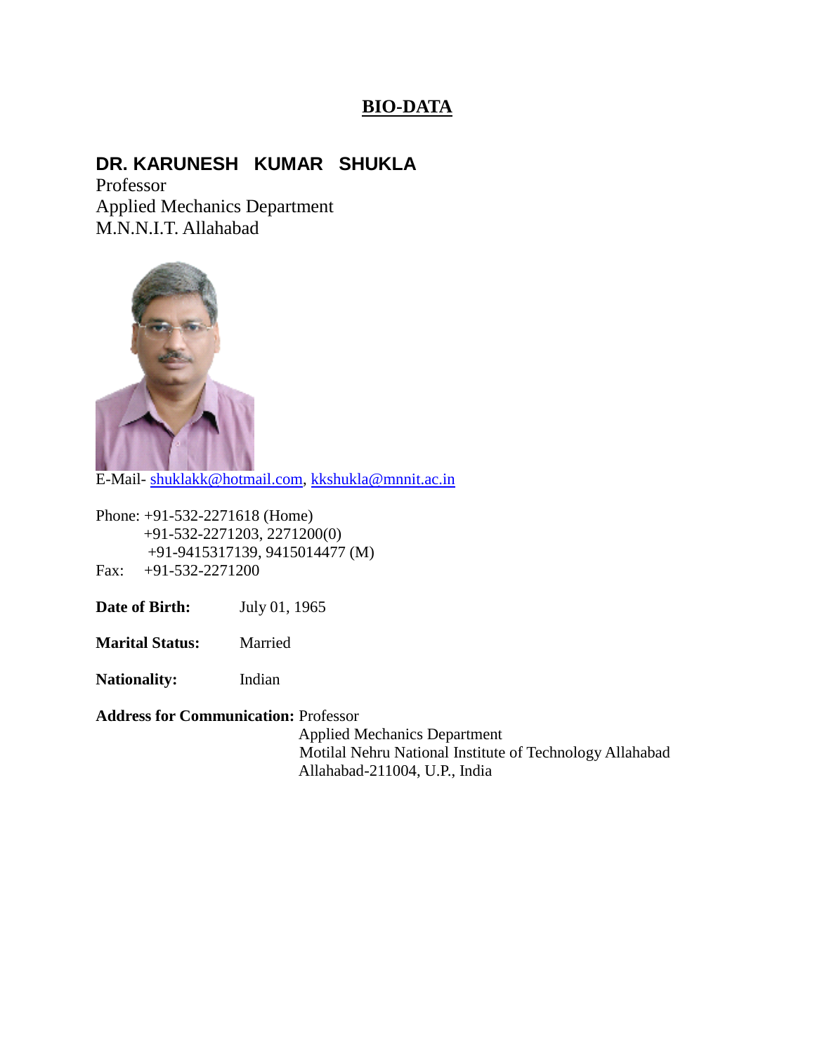# BIO-DATA

## DR. KARUNESH KUMAR SHUKLA

Professor
Applied Mechanics Department
M.N.N.I.T. Allahabad

E-Mail- shuklakk@hotmail.com, kkshukla@mnnit.ac.in

Phone: +91-532-2271618 (Home)
+91-532-2271203, 2271200(0)
+91-9415317139, 9415014477 (M)
Fax: +91-532-2271200

**Date of Birth:** July 01, 1965

**Marital Status:** Married

**Nationality:** Indian

**Address for Communication:** Professor
Applied Mechanics Department
Motilal Nehru National Institute of Technology Allahabad
Allahabad-211004, U.P., India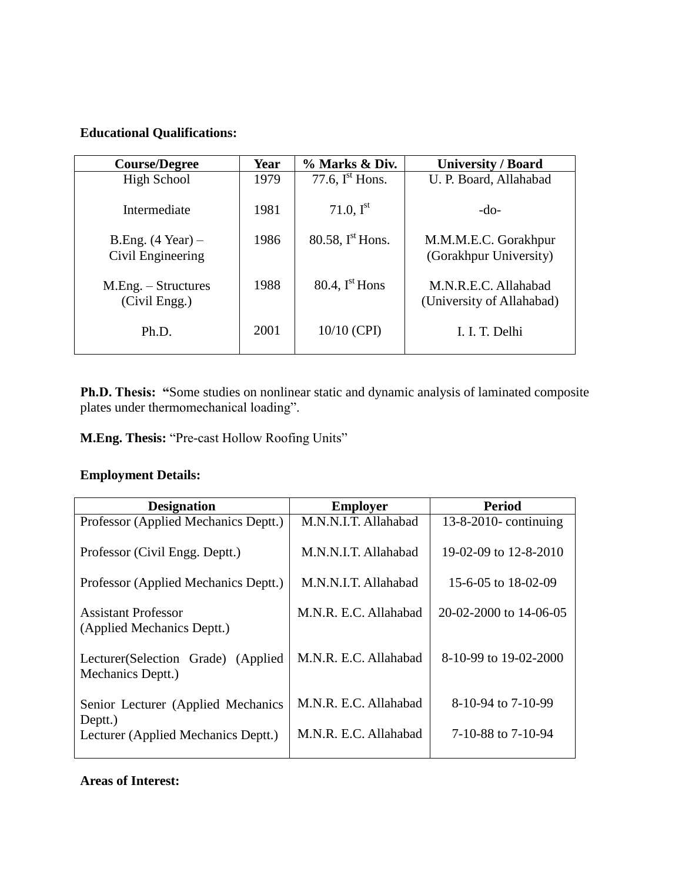**Educational Qualifications:**

| Course/Degree | Year | % Marks & Div. | University / Board |
|---|---|---|---|
| High School | 1979 | 77.6, I$^{st}$ Hons. | U. P. Board, Allahabad |
| Intermediate | 1981 | 71.0, I$^{st}$ | -do- |
| B.Eng. (4 Year) – Civil Engineering | 1986 | 80.58, I$^{st}$ Hons. | M.M.M.E.C. Gorakhpur (Gorakhpur University) |
| M.Eng. – Structures (Civil Engg.) | 1988 | 80.4, I$^{st}$ Hons | M.N.R.E.C. Allahabad (University of Allahabad) |
| Ph.D. | 2001 | 10/10 (CPI) | I. I. T. Delhi |

**Ph.D. Thesis: "**Some studies on nonlinear static and dynamic analysis of laminated composite plates under thermomechanical loading".

**M.Eng. Thesis:** "Pre-cast Hollow Roofing Units"

**Employment Details:**

| Designation | Employer | Period |
|---|---|---|
| Professor (Applied Mechanics Deptt.) | M.N.N.I.T. Allahabad | 13-8-2010- continuing |
| Professor (Civil Engg. Deptt.) | M.N.N.I.T. Allahabad | 19-02-09 to 12-8-2010 |
| Professor (Applied Mechanics Deptt.) | M.N.N.I.T. Allahabad | 15-6-05 to 18-02-09 |
| Assistant Professor (Applied Mechanics Deptt.) | M.N.R. E.C. Allahabad | 20-02-2000 to 14-06-05 |
| Lecturer(Selection Grade) (Applied Mechanics Deptt.) | M.N.R. E.C. Allahabad | 8-10-99 to 19-02-2000 |
| Senior Lecturer (Applied Mechanics Deptt.) | M.N.R. E.C. Allahabad | 8-10-94 to 7-10-99 |
| Lecturer (Applied Mechanics Deptt.) | M.N.R. E.C. Allahabad | 7-10-88 to 7-10-94 |

**Areas of Interest:**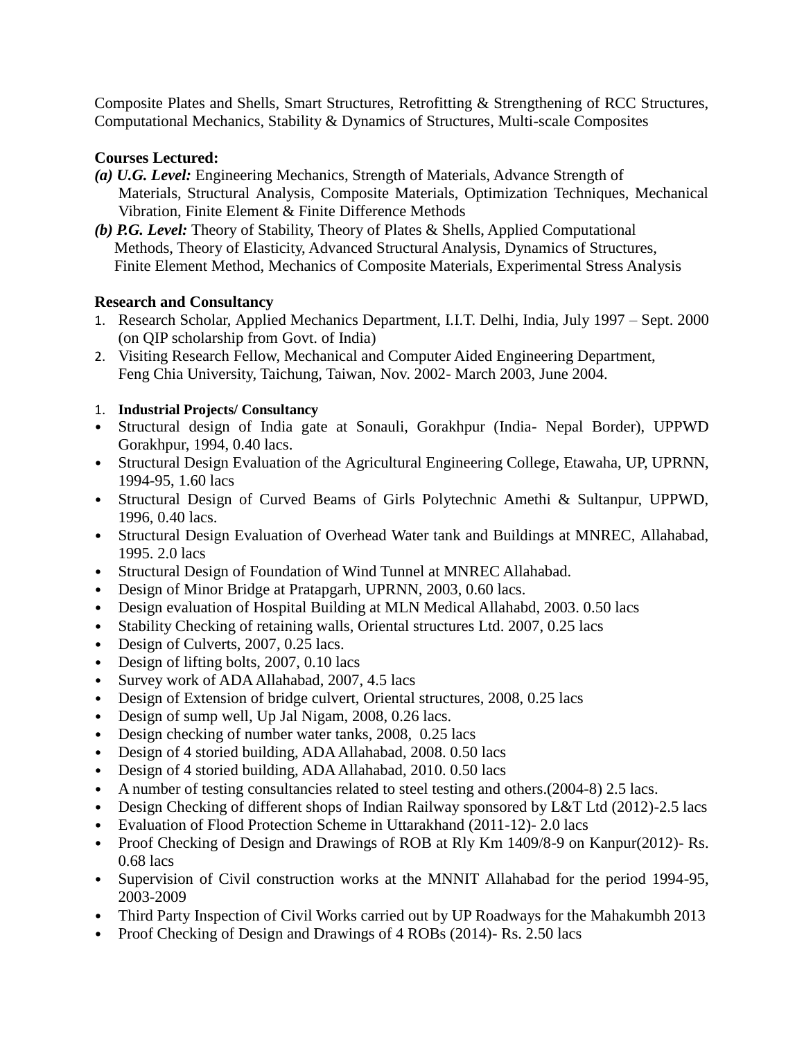Composite Plates and Shells, Smart Structures, Retrofitting & Strengthening of RCC Structures, Computational Mechanics, Stability & Dynamics of Structures, Multi-scale Composites

**Courses Lectured:**

***(a) U.G. Level:*** Engineering Mechanics, Strength of Materials, Advance Strength of Materials, Structural Analysis, Composite Materials, Optimization Techniques, Mechanical Vibration, Finite Element & Finite Difference Methods

***(b) P.G. Level:*** Theory of Stability, Theory of Plates & Shells, Applied Computational Methods, Theory of Elasticity, Advanced Structural Analysis, Dynamics of Structures, Finite Element Method, Mechanics of Composite Materials, Experimental Stress Analysis

**Research and Consultancy**

1. Research Scholar, Applied Mechanics Department, I.I.T. Delhi, India, July 1997 – Sept. 2000 (on QIP scholarship from Govt. of India)
2. Visiting Research Fellow, Mechanical and Computer Aided Engineering Department, Feng Chia University, Taichung, Taiwan, Nov. 2002- March 2003, June 2004.

1. **Industrial Projects/ Consultancy**

- Structural design of India gate at Sonauli, Gorakhpur (India- Nepal Border), UPPWD Gorakhpur, 1994, 0.40 lacs.
- Structural Design Evaluation of the Agricultural Engineering College, Etawaha, UP, UPRNN, 1994-95, 1.60 lacs
- Structural Design of Curved Beams of Girls Polytechnic Amethi & Sultanpur, UPPWD, 1996, 0.40 lacs.
- Structural Design Evaluation of Overhead Water tank and Buildings at MNREC, Allahabad, 1995. 2.0 lacs
- Structural Design of Foundation of Wind Tunnel at MNREC Allahabad.
- Design of Minor Bridge at Pratapgarh, UPRNN, 2003, 0.60 lacs.
- Design evaluation of Hospital Building at MLN Medical Allahabd, 2003. 0.50 lacs
- Stability Checking of retaining walls, Oriental structures Ltd. 2007, 0.25 lacs
- Design of Culverts, 2007, 0.25 lacs.
- Design of lifting bolts, 2007, 0.10 lacs
- Survey work of ADA Allahabad, 2007, 4.5 lacs
- Design of Extension of bridge culvert, Oriental structures, 2008, 0.25 lacs
- Design of sump well, Up Jal Nigam, 2008, 0.26 lacs.
- Design checking of number water tanks, 2008, 0.25 lacs
- Design of 4 storied building, ADA Allahabad, 2008. 0.50 lacs
- Design of 4 storied building, ADA Allahabad, 2010. 0.50 lacs
- A number of testing consultancies related to steel testing and others.(2004-8) 2.5 lacs.
- Design Checking of different shops of Indian Railway sponsored by L&T Ltd (2012)-2.5 lacs
- Evaluation of Flood Protection Scheme in Uttarakhand (2011-12)- 2.0 lacs
- Proof Checking of Design and Drawings of ROB at Rly Km 1409/8-9 on Kanpur(2012)- Rs. 0.68 lacs
- Supervision of Civil construction works at the MNNIT Allahabad for the period 1994-95, 2003-2009
- Third Party Inspection of Civil Works carried out by UP Roadways for the Mahakumbh 2013
- Proof Checking of Design and Drawings of 4 ROBs (2014)- Rs. 2.50 lacs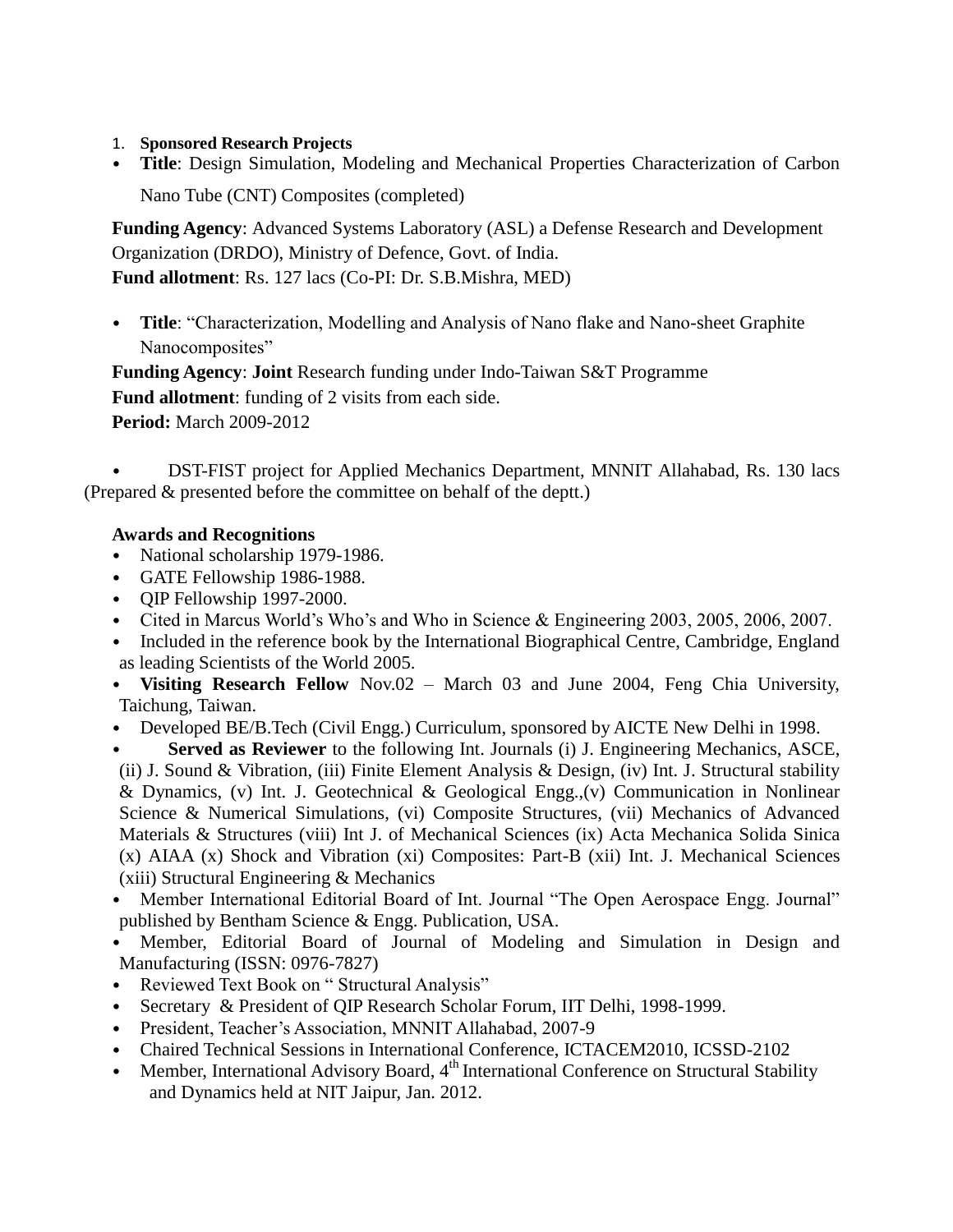1. **Sponsored Research Projects**

- **Title**: Design Simulation, Modeling and Mechanical Properties Characterization of Carbon Nano Tube (CNT) Composites (completed)

**Funding Agency**: Advanced Systems Laboratory (ASL) a Defense Research and Development Organization (DRDO), Ministry of Defence, Govt. of India.
**Fund allotment**: Rs. 127 lacs (Co-PI: Dr. S.B.Mishra, MED)

- **Title**: "Characterization, Modelling and Analysis of Nano flake and Nano-sheet Graphite Nanocomposites"

**Funding Agency**: **Joint** Research funding under Indo-Taiwan S&T Programme
**Fund allotment**: funding of 2 visits from each side.
**Period:** March 2009-2012

- DST-FIST project for Applied Mechanics Department, MNNIT Allahabad, Rs. 130 lacs (Prepared & presented before the committee on behalf of the deptt.)

**Awards and Recognitions**

- National scholarship 1979-1986.
- GATE Fellowship 1986-1988.
- QIP Fellowship 1997-2000.
- Cited in Marcus World's Who's and Who in Science & Engineering 2003, 2005, 2006, 2007.
- Included in the reference book by the International Biographical Centre, Cambridge, England as leading Scientists of the World 2005.
- **Visiting Research Fellow** Nov.02 – March 03 and June 2004, Feng Chia University, Taichung, Taiwan.
- Developed BE/B.Tech (Civil Engg.) Curriculum, sponsored by AICTE New Delhi in 1998.
- **Served as Reviewer** to the following Int. Journals (i) J. Engineering Mechanics, ASCE, (ii) J. Sound & Vibration, (iii) Finite Element Analysis & Design, (iv) Int. J. Structural stability & Dynamics, (v) Int. J. Geotechnical & Geological Engg.,(v) Communication in Nonlinear Science & Numerical Simulations, (vi) Composite Structures, (vii) Mechanics of Advanced Materials & Structures (viii) Int J. of Mechanical Sciences (ix) Acta Mechanica Solida Sinica (x) AIAA (x) Shock and Vibration (xi) Composites: Part-B (xii) Int. J. Mechanical Sciences (xiii) Structural Engineering & Mechanics
- Member International Editorial Board of Int. Journal "The Open Aerospace Engg. Journal" published by Bentham Science & Engg. Publication, USA.
- Member, Editorial Board of Journal of Modeling and Simulation in Design and Manufacturing (ISSN: 0976-7827)
- Reviewed Text Book on " Structural Analysis"
- Secretary & President of QIP Research Scholar Forum, IIT Delhi, 1998-1999.
- President, Teacher's Association, MNNIT Allahabad, 2007-9
- Chaired Technical Sessions in International Conference, ICTACEM2010, ICSSD-2102
- Member, International Advisory Board, 4th International Conference on Structural Stability and Dynamics held at NIT Jaipur, Jan. 2012.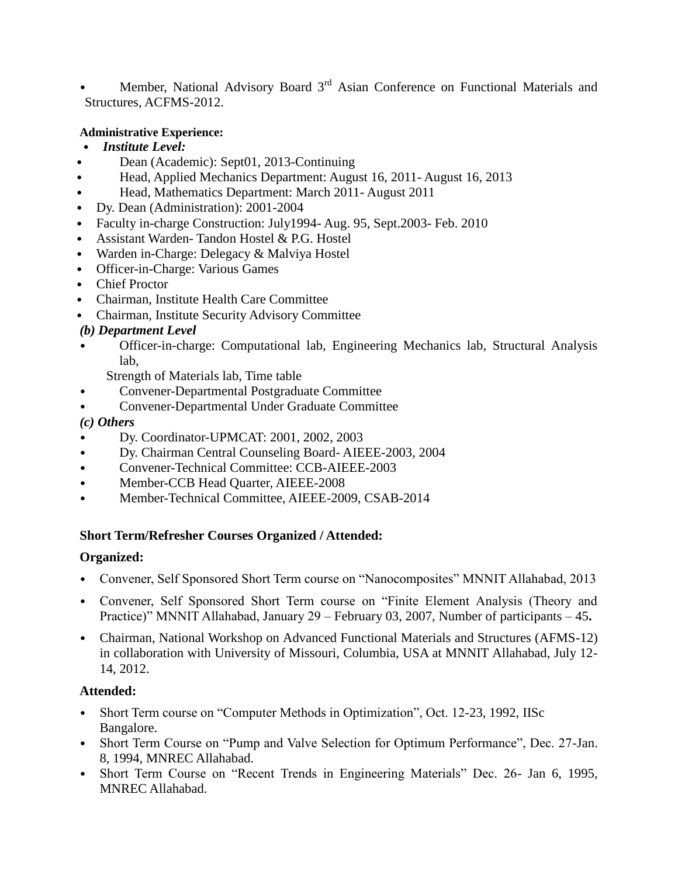- Member, National Advisory Board 3rd Asian Conference on Functional Materials and Structures, ACFMS-2012.

**Administrative Experience:**

- ***Institute Level:***
- Dean (Academic): Sept01, 2013-Continuing
- Head, Applied Mechanics Department: August 16, 2011- August 16, 2013
- Head, Mathematics Department: March 2011- August 2011
- Dy. Dean (Administration): 2001-2004
- Faculty in-charge Construction: July1994- Aug. 95, Sept.2003- Feb. 2010
- Assistant Warden- Tandon Hostel & P.G. Hostel
- Warden in-Charge: Delegacy & Malviya Hostel
- Officer-in-Charge: Various Games
- Chief Proctor
- Chairman, Institute Health Care Committee
- Chairman, Institute Security Advisory Committee

***(b) Department Level***

- Officer-in-charge: Computational lab, Engineering Mechanics lab, Structural Analysis lab,
  Strength of Materials lab, Time table
- Convener-Departmental Postgraduate Committee
- Convener-Departmental Under Graduate Committee

***(c) Others***

- Dy. Coordinator-UPMCAT: 2001, 2002, 2003
- Dy. Chairman Central Counseling Board- AIEEE-2003, 2004
- Convener-Technical Committee: CCB-AIEEE-2003
- Member-CCB Head Quarter, AIEEE-2008
- Member-Technical Committee, AIEEE-2009, CSAB-2014

**Short Term/Refresher Courses Organized / Attended:**

**Organized:**

- Convener, Self Sponsored Short Term course on “Nanocomposites” MNNIT Allahabad, 2013
- Convener, Self Sponsored Short Term course on “Finite Element Analysis (Theory and Practice)” MNNIT Allahabad, January 29 – February 03, 2007, Number of participants – 45**.**
- Chairman, National Workshop on Advanced Functional Materials and Structures (AFMS-12) in collaboration with University of Missouri, Columbia, USA at MNNIT Allahabad, July 12-14, 2012.

**Attended:**

- Short Term course on “Computer Methods in Optimization”, Oct. 12-23, 1992, IISc Bangalore.
- Short Term Course on “Pump and Valve Selection for Optimum Performance”, Dec. 27-Jan. 8, 1994, MNREC Allahabad.
- Short Term Course on “Recent Trends in Engineering Materials” Dec. 26- Jan 6, 1995, MNREC Allahabad.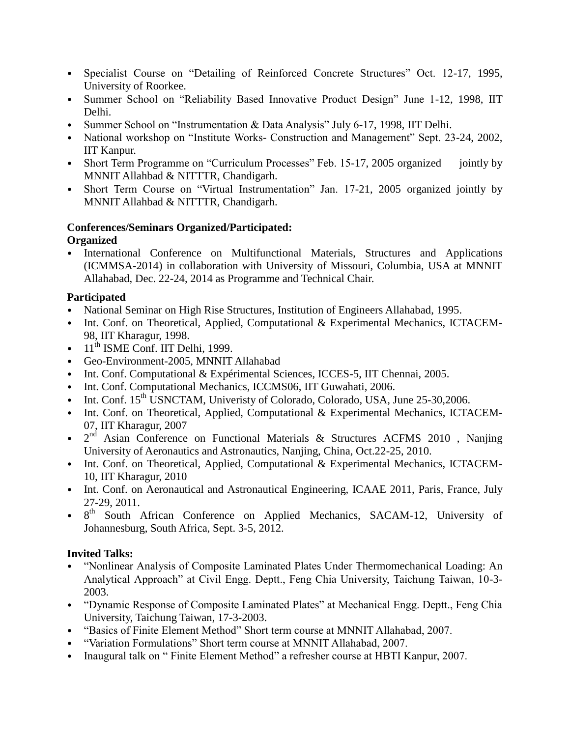- Specialist Course on "Detailing of Reinforced Concrete Structures" Oct. 12-17, 1995, University of Roorkee.
- Summer School on "Reliability Based Innovative Product Design" June 1-12, 1998, IIT Delhi.
- Summer School on "Instrumentation & Data Analysis" July 6-17, 1998, IIT Delhi.
- National workshop on "Institute Works- Construction and Management" Sept. 23-24, 2002, IIT Kanpur.
- Short Term Programme on "Curriculum Processes" Feb. 15-17, 2005 organized jointly by MNNIT Allahbad & NITTTR, Chandigarh.
- Short Term Course on "Virtual Instrumentation" Jan. 17-21, 2005 organized jointly by MNNIT Allahbad & NITTTR, Chandigarh.

**Conferences/Seminars Organized/Participated:**

**Organized**

- International Conference on Multifunctional Materials, Structures and Applications (ICMMSA-2014) in collaboration with University of Missouri, Columbia, USA at MNNIT Allahabad, Dec. 22-24, 2014 as Programme and Technical Chair.

**Participated**

- National Seminar on High Rise Structures, Institution of Engineers Allahabad, 1995.
- Int. Conf. on Theoretical, Applied, Computational & Experimental Mechanics, ICTACEM-98, IIT Kharagur, 1998.
- 11th ISME Conf. IIT Delhi, 1999.
- Geo-Environment-2005, MNNIT Allahabad
- Int. Conf. Computational & Expérimental Sciences, ICCES-5, IIT Chennai, 2005.
- Int. Conf. Computational Mechanics, ICCMS06, IIT Guwahati, 2006.
- Int. Conf. 15th USNCTAM, Univeristy of Colorado, Colorado, USA, June 25-30,2006.
- Int. Conf. on Theoretical, Applied, Computational & Experimental Mechanics, ICTACEM-07, IIT Kharagur, 2007
- 2nd Asian Conference on Functional Materials & Structures ACFMS 2010 , Nanjing University of Aeronautics and Astronautics, Nanjing, China, Oct.22-25, 2010.
- Int. Conf. on Theoretical, Applied, Computational & Experimental Mechanics, ICTACEM-10, IIT Kharagur, 2010
- Int. Conf. on Aeronautical and Astronautical Engineering, ICAAE 2011, Paris, France, July 27-29, 2011.
- 8th South African Conference on Applied Mechanics, SACAM-12, University of Johannesburg, South Africa, Sept. 3-5, 2012.

**Invited Talks:**

- "Nonlinear Analysis of Composite Laminated Plates Under Thermomechanical Loading: An Analytical Approach" at Civil Engg. Deptt., Feng Chia University, Taichung Taiwan, 10-3-2003.
- "Dynamic Response of Composite Laminated Plates" at Mechanical Engg. Deptt., Feng Chia University, Taichung Taiwan, 17-3-2003.
- "Basics of Finite Element Method" Short term course at MNNIT Allahabad, 2007.
- "Variation Formulations" Short term course at MNNIT Allahabad, 2007.
- Inaugural talk on " Finite Element Method" a refresher course at HBTI Kanpur, 2007.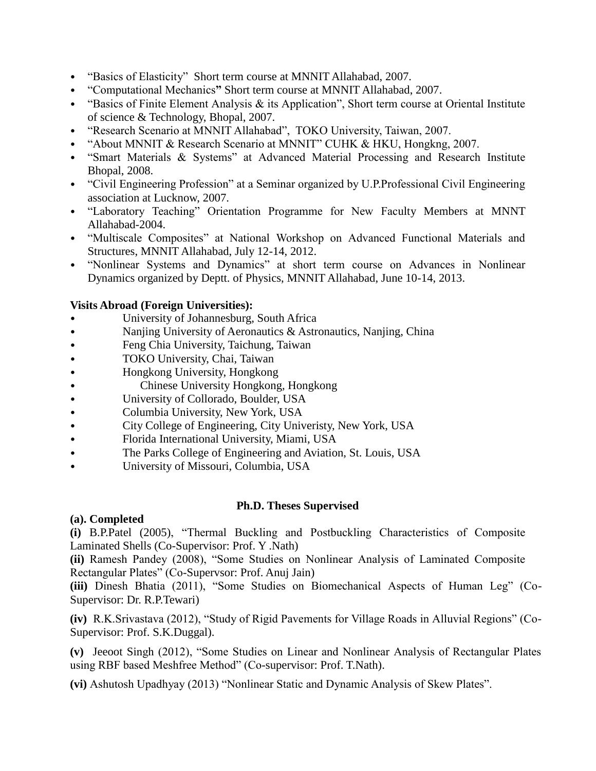- "Basics of Elasticity" Short term course at MNNIT Allahabad, 2007.
- "Computational Mechanics**"** Short term course at MNNIT Allahabad, 2007.
- "Basics of Finite Element Analysis & its Application", Short term course at Oriental Institute of science & Technology, Bhopal, 2007.
- "Research Scenario at MNNIT Allahabad", TOKO University, Taiwan, 2007.
- "About MNNIT & Research Scenario at MNNIT" CUHK & HKU, Hongkng, 2007.
- "Smart Materials & Systems" at Advanced Material Processing and Research Institute Bhopal, 2008.
- "Civil Engineering Profession" at a Seminar organized by U.P.Professional Civil Engineering association at Lucknow, 2007.
- "Laboratory Teaching" Orientation Programme for New Faculty Members at MNNT Allahabad-2004.
- "Multiscale Composites" at National Workshop on Advanced Functional Materials and Structures, MNNIT Allahabad, July 12-14, 2012.
- "Nonlinear Systems and Dynamics" at short term course on Advances in Nonlinear Dynamics organized by Deptt. of Physics, MNNIT Allahabad, June 10-14, 2013.

**Visits Abroad (Foreign Universities):**

- University of Johannesburg, South Africa
- Nanjing University of Aeronautics & Astronautics, Nanjing, China
- Feng Chia University, Taichung, Taiwan
- TOKO University, Chai, Taiwan
- Hongkong University, Hongkong
- Chinese University Hongkong, Hongkong
- University of Collorado, Boulder, USA
- Columbia University, New York, USA
- City College of Engineering, City Univeristy, New York, USA
- Florida International University, Miami, USA
- The Parks College of Engineering and Aviation, St. Louis, USA
- University of Missouri, Columbia, USA

## Ph.D. Theses Supervised

**(a). Completed**

**(i)** B.P.Patel (2005), "Thermal Buckling and Postbuckling Characteristics of Composite Laminated Shells (Co-Supervisor: Prof. Y .Nath)

**(ii)** Ramesh Pandey (2008), "Some Studies on Nonlinear Analysis of Laminated Composite Rectangular Plates" (Co-Supervsor: Prof. Anuj Jain)

**(iii)** Dinesh Bhatia (2011), "Some Studies on Biomechanical Aspects of Human Leg" (Co-Supervisor: Dr. R.P.Tewari)

**(iv)** R.K.Srivastava (2012), "Study of Rigid Pavements for Village Roads in Alluvial Regions" (Co-Supervisor: Prof. S.K.Duggal).

**(v)** Jeeoot Singh (2012), "Some Studies on Linear and Nonlinear Analysis of Rectangular Plates using RBF based Meshfree Method" (Co-supervisor: Prof. T.Nath).

**(vi)** Ashutosh Upadhyay (2013) "Nonlinear Static and Dynamic Analysis of Skew Plates".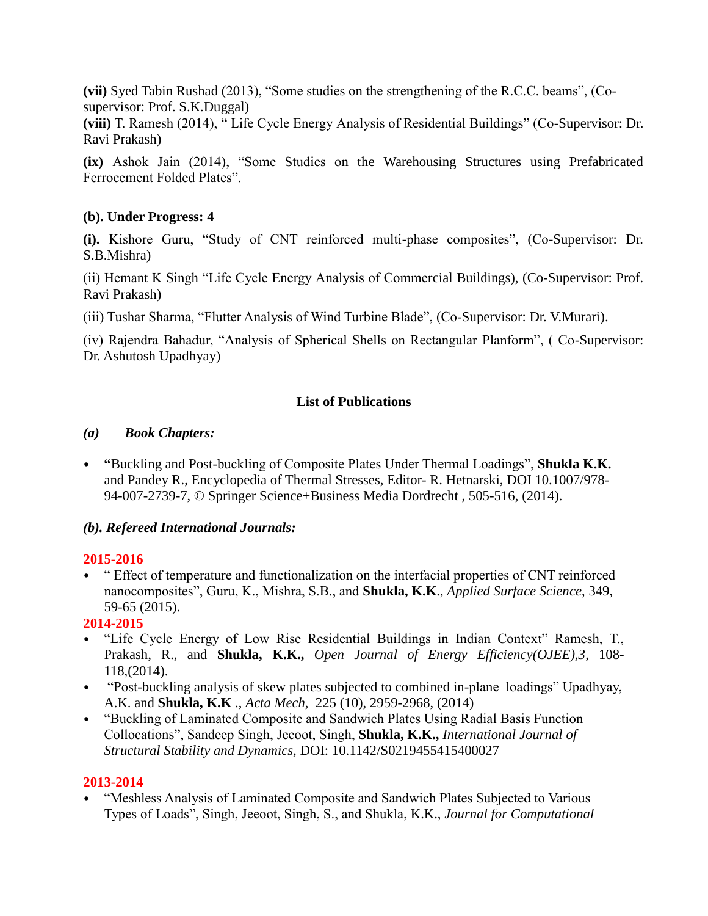**(vii)** Syed Tabin Rushad (2013), "Some studies on the strengthening of the R.C.C. beams", (Co-supervisor: Prof. S.K.Duggal)

**(viii)** T. Ramesh (2014), " Life Cycle Energy Analysis of Residential Buildings" (Co-Supervisor: Dr. Ravi Prakash)

**(ix)** Ashok Jain (2014), "Some Studies on the Warehousing Structures using Prefabricated Ferrocement Folded Plates".

**(b). Under Progress: 4**

**(i).** Kishore Guru, "Study of CNT reinforced multi-phase composites", (Co-Supervisor: Dr. S.B.Mishra)

(ii) Hemant K Singh "Life Cycle Energy Analysis of Commercial Buildings), (Co-Supervisor: Prof. Ravi Prakash)

(iii) Tushar Sharma, "Flutter Analysis of Wind Turbine Blade", (Co-Supervisor: Dr. V.Murari).

(iv) Rajendra Bahadur, "Analysis of Spherical Shells on Rectangular Planform", ( Co-Supervisor: Dr. Ashutosh Upadhyay)

## List of Publications

### *(a) Book Chapters:*

- **"**Buckling and Post-buckling of Composite Plates Under Thermal Loadings", **Shukla K.K.** and Pandey R., Encyclopedia of Thermal Stresses, Editor- R. Hetnarski, DOI 10.1007/978-94-007-2739-7, © Springer Science+Business Media Dordrecht , 505-516, (2014).

### *(b). Refereed International Journals:*

**2015-2016**

- " Effect of temperature and functionalization on the interfacial properties of CNT reinforced nanocomposites", Guru, K., Mishra, S.B., and **Shukla, K.K**., *Applied Surface Science*, 349, 59-65 (2015).

**2014-2015**

- "Life Cycle Energy of Low Rise Residential Buildings in Indian Context" Ramesh, T., Prakash, R., and **Shukla, K.K.,** *Open Journal of Energy Efficiency(OJEE),3*, 108-118,(2014).
- "Post-buckling analysis of skew plates subjected to combined in-plane loadings" Upadhyay, A.K. and **Shukla, K.K** ., *Acta Mech*, 225 (10), 2959-2968, (2014)
- "Buckling of Laminated Composite and Sandwich Plates Using Radial Basis Function Collocations", Sandeep Singh, Jeeoot, Singh, **Shukla, K.K.,** *International Journal of Structural Stability and Dynamics,* DOI: 10.1142/S0219455415400027

**2013-2014**

- "Meshless Analysis of Laminated Composite and Sandwich Plates Subjected to Various Types of Loads", Singh, Jeeoot, Singh, S., and Shukla, K.K., *Journal for Computational*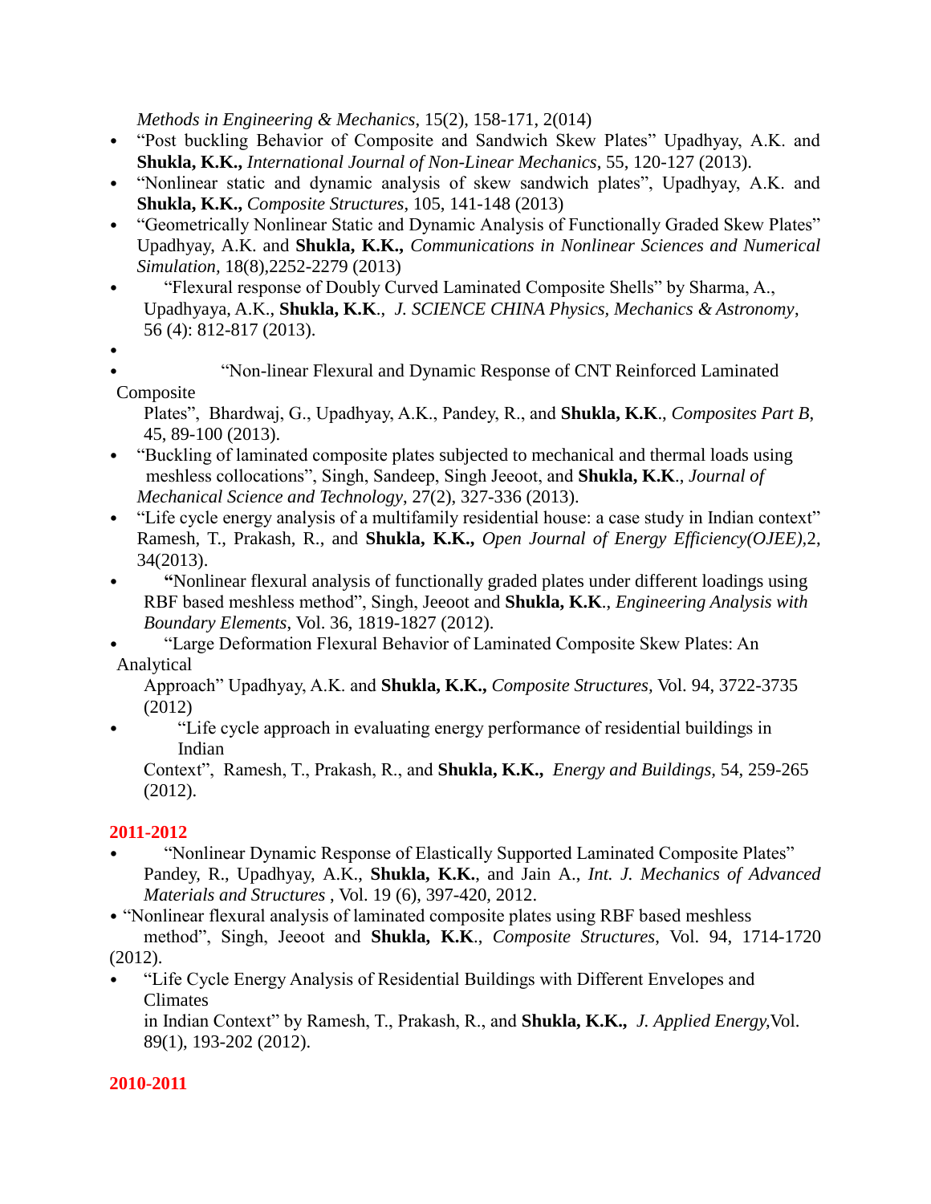*Methods in Engineering & Mechanics*, 15(2), 158-171, 2(014)

- "Post buckling Behavior of Composite and Sandwich Skew Plates" Upadhyay, A.K. and **Shukla, K.K.,** *International Journal of Non-Linear Mechanics*, 55, 120-127 (2013).
- "Nonlinear static and dynamic analysis of skew sandwich plates", Upadhyay, A.K. and **Shukla, K.K.,** *Composite Structures*, 105, 141-148 (2013)
- "Geometrically Nonlinear Static and Dynamic Analysis of Functionally Graded Skew Plates" Upadhyay, A.K. and **Shukla, K.K.,** *Communications in Nonlinear Sciences and Numerical Simulation*, 18(8),2252-2279 (2013)
- "Flexural response of Doubly Curved Laminated Composite Shells" by Sharma, A., Upadhyaya, A.K., **Shukla, K.K**., *J. SCIENCE CHINA Physics, Mechanics & Astronomy*, 56 (4): 812-817 (2013).
- "Non-linear Flexural and Dynamic Response of CNT Reinforced Laminated Composite Plates", Bhardwaj, G., Upadhyay, A.K., Pandey, R., and **Shukla, K.K**., *Composites Part B*, 45, 89-100 (2013).
- "Buckling of laminated composite plates subjected to mechanical and thermal loads using meshless collocations", Singh, Sandeep, Singh Jeeoot, and **Shukla, K.K**., *Journal of Mechanical Science and Technology*, 27(2), 327-336 (2013).
- "Life cycle energy analysis of a multifamily residential house: a case study in Indian context" Ramesh, T., Prakash, R., and **Shukla, K.K.,** *Open Journal of Energy Efficiency(OJEE)*,2, 34(2013).
- **"**Nonlinear flexural analysis of functionally graded plates under different loadings using RBF based meshless method", Singh, Jeeoot and **Shukla, K.K**., *Engineering Analysis with Boundary Elements*, Vol. 36, 1819-1827 (2012).
- "Large Deformation Flexural Behavior of Laminated Composite Skew Plates: An Analytical Approach" Upadhyay, A.K. and **Shukla, K.K.,** *Composite Structures,* Vol. 94, 3722-3735 (2012)
- "Life cycle approach in evaluating energy performance of residential buildings in Indian Context", Ramesh, T., Prakash, R., and **Shukla, K.K.,** *Energy and Buildings,* 54, 259-265 (2012).

## 2011-2012

- "Nonlinear Dynamic Response of Elastically Supported Laminated Composite Plates" Pandey, R., Upadhyay, A.K., **Shukla, K.K.**, and Jain A., *Int. J. Mechanics of Advanced Materials and Structures* , Vol. 19 (6), 397-420, 2012.
- "Nonlinear flexural analysis of laminated composite plates using RBF based meshless method", Singh, Jeeoot and **Shukla, K.K**., *Composite Structures*, Vol. 94, 1714-1720 (2012).
- "Life Cycle Energy Analysis of Residential Buildings with Different Envelopes and Climates in Indian Context" by Ramesh, T., Prakash, R., and **Shukla, K.K.,** *J. Applied Energy,*Vol. 89(1), 193-202 (2012).

## 2010-2011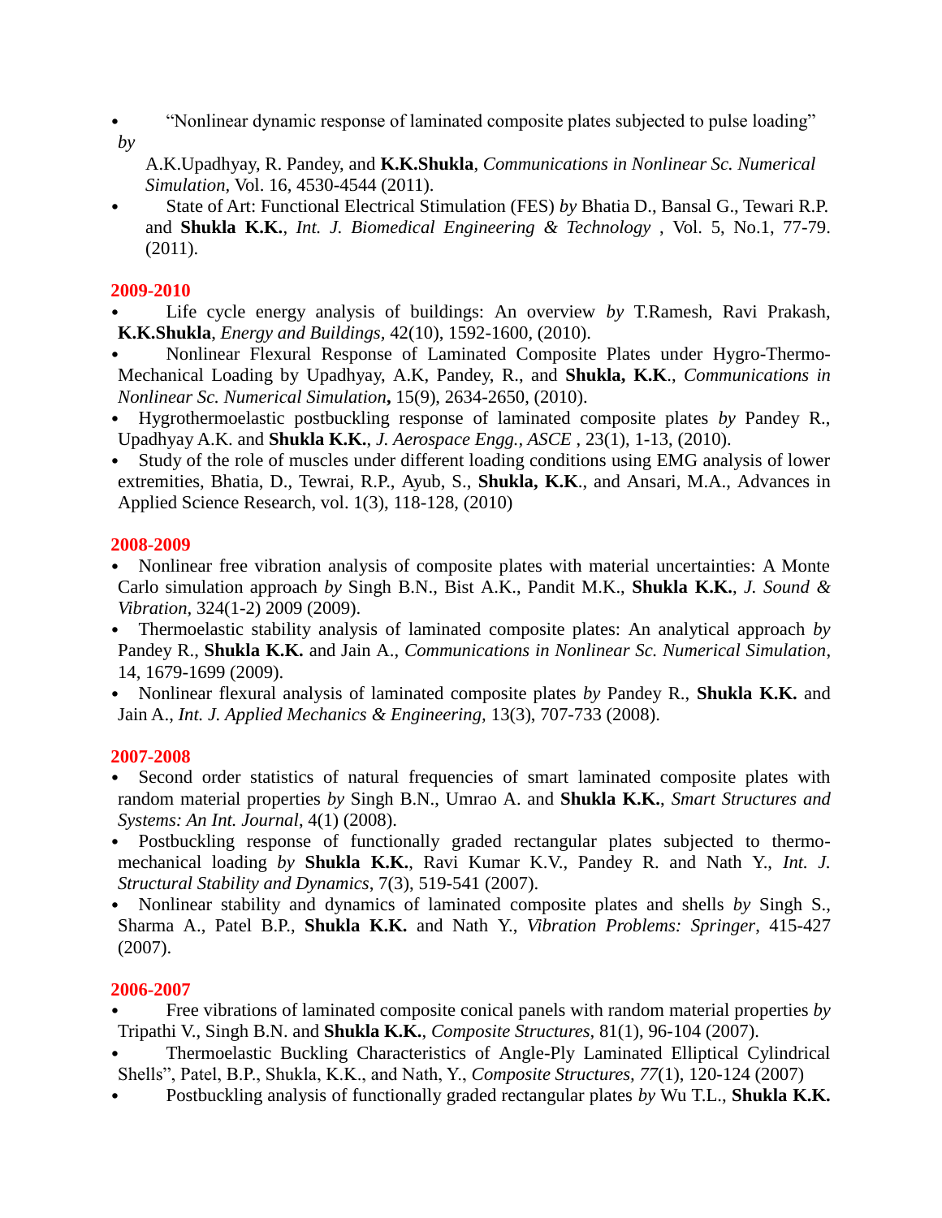- “Nonlinear dynamic response of laminated composite plates subjected to pulse loading” *by* A.K.Upadhyay, R. Pandey, and **K.K.Shukla**, *Communications in Nonlinear Sc. Numerical Simulation*, Vol. 16, 4530-4544 (2011).
- State of Art: Functional Electrical Stimulation (FES) *by* Bhatia D., Bansal G., Tewari R.P. and **Shukla K.K.**, *Int. J. Biomedical Engineering & Technology* , Vol. 5, No.1, 77-79. (2011).

**2009-2010**

- Life cycle energy analysis of buildings: An overview *by* T.Ramesh, Ravi Prakash, **K.K.Shukla**, *Energy and Buildings*, 42(10), 1592-1600, (2010).
- Nonlinear Flexural Response of Laminated Composite Plates under Hygro-Thermo-Mechanical Loading by Upadhyay, A.K, Pandey, R., and **Shukla, K.K**., *Communications in Nonlinear Sc. Numerical Simulation***,** 15(9), 2634-2650, (2010).
- Hygrothermoelastic postbuckling response of laminated composite plates *by* Pandey R., Upadhyay A.K. and **Shukla K.K.**, *J. Aerospace Engg., ASCE* , 23(1), 1-13, (2010).
- Study of the role of muscles under different loading conditions using EMG analysis of lower extremities, Bhatia, D., Tewrai, R.P., Ayub, S., **Shukla, K.K**., and Ansari, M.A., Advances in Applied Science Research, vol. 1(3), 118-128, (2010)

**2008-2009**

- Nonlinear free vibration analysis of composite plates with material uncertainties: A Monte Carlo simulation approach *by* Singh B.N., Bist A.K., Pandit M.K., **Shukla K.K.**, *J. Sound & Vibration*, 324(1-2) 2009 (2009).
- Thermoelastic stability analysis of laminated composite plates: An analytical approach *by* Pandey R., **Shukla K.K.** and Jain A., *Communications in Nonlinear Sc. Numerical Simulation*, 14, 1679-1699 (2009).
- Nonlinear flexural analysis of laminated composite plates *by* Pandey R., **Shukla K.K.** and Jain A., *Int. J. Applied Mechanics & Engineering*, 13(3), 707-733 (2008).

**2007-2008**

- Second order statistics of natural frequencies of smart laminated composite plates with random material properties *by* Singh B.N., Umrao A. and **Shukla K.K.**, *Smart Structures and Systems: An Int. Journal*, 4(1) (2008).
- Postbuckling response of functionally graded rectangular plates subjected to thermo-mechanical loading *by* **Shukla K.K.**, Ravi Kumar K.V., Pandey R. and Nath Y., *Int. J. Structural Stability and Dynamics*, 7(3), 519-541 (2007).
- Nonlinear stability and dynamics of laminated composite plates and shells *by* Singh S., Sharma A., Patel B.P., **Shukla K.K.** and Nath Y., *Vibration Problems: Springer*, 415-427 (2007).

**2006-2007**

- Free vibrations of laminated composite conical panels with random material properties *by* Tripathi V., Singh B.N. and **Shukla K.K.**, *Composite Structures*, 81(1), 96-104 (2007).
- Thermoelastic Buckling Characteristics of Angle-Ply Laminated Elliptical Cylindrical Shells”, Patel, B.P., Shukla, K.K., and Nath, Y., *Composite Structures, 77*(1), 120-124 (2007)
- Postbuckling analysis of functionally graded rectangular plates *by* Wu T.L., **Shukla K.K.**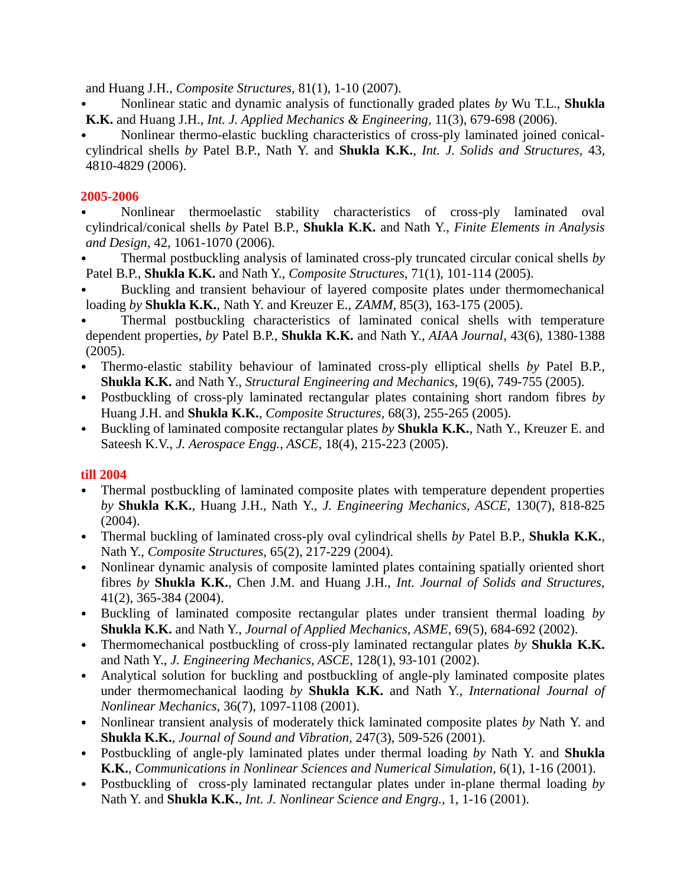and Huang J.H., *Composite Structures,* 81(1), 1-10 (2007).

- Nonlinear static and dynamic analysis of functionally graded plates *by* Wu T.L., **Shukla K.K.** and Huang J.H., *Int. J. Applied Mechanics & Engineering,* 11(3), 679-698 (2006).
- Nonlinear thermo-elastic buckling characteristics of cross-ply laminated joined conical-cylindrical shells *by* Patel B.P., Nath Y. and **Shukla K.K.**, *Int. J. Solids and Structures*, 43, 4810-4829 (2006).

**2005-2006**

- Nonlinear thermoelastic stability characteristics of cross-ply laminated oval cylindrical/conical shells *by* Patel B.P., **Shukla K.K.** and Nath Y., *Finite Elements in Analysis and Design,* 42, 1061-1070 (2006).
- Thermal postbuckling analysis of laminated cross-ply truncated circular conical shells *by* Patel B.P., **Shukla K.K.** and Nath Y., *Composite Structures,* 71(1), 101-114 (2005).
- Buckling and transient behaviour of layered composite plates under thermomechanical loading *by* **Shukla K.K.**, Nath Y. and Kreuzer E., *ZAMM*, 85(3), 163-175 (2005).
- Thermal postbuckling characteristics of laminated conical shells with temperature dependent properties, *by* Patel B.P., **Shukla K.K.** and Nath Y., *AIAA Journal*, 43(6), 1380-1388 (2005).
- Thermo-elastic stability behaviour of laminated cross-ply elliptical shells *by* Patel B.P., **Shukla K.K.** and Nath Y., *Structural Engineering and Mechanics*, 19(6), 749-755 (2005).
- Postbuckling of cross-ply laminated rectangular plates containing short random fibres *by* Huang J.H. and **Shukla K.K.**, *Composite Structures*, 68(3), 255-265 (2005).
- Buckling of laminated composite rectangular plates *by* **Shukla K.K.**, Nath Y., Kreuzer E. and Sateesh K.V., *J. Aerospace Engg., ASCE*, 18(4), 215-223 (2005).

**till 2004**

- Thermal postbuckling of laminated composite plates with temperature dependent properties *by* **Shukla K.K.**, Huang J.H., Nath Y., *J. Engineering Mechanics, ASCE,* 130(7), 818-825 (2004).
- Thermal buckling of laminated cross-ply oval cylindrical shells *by* Patel B.P., **Shukla K.K.**, Nath Y., *Composite Structures*, 65(2), 217-229 (2004).
- Nonlinear dynamic analysis of composite laminted plates containing spatially oriented short fibres *by* **Shukla K.K.**, Chen J.M. and Huang J.H., *Int. Journal of Solids and Structures,* 41(2), 365-384 (2004).
- Buckling of laminated composite rectangular plates under transient thermal loading *by* **Shukla K.K.** and Nath Y., *Journal of Applied Mechanics, ASME*, 69(5), 684-692 (2002).
- Thermomechanical postbuckling of cross-ply laminated rectangular plates *by* **Shukla K.K.** and Nath Y., *J. Engineering Mechanics, ASCE,* 128(1), 93-101 (2002).
- Analytical solution for buckling and postbuckling of angle-ply laminated composite plates under thermomechanical laoding *by* **Shukla K.K.** and Nath Y., *International Journal of Nonlinear Mechanics*, 36(7), 1097-1108 (2001).
- Nonlinear transient analysis of moderately thick laminated composite plates *by* Nath Y. and **Shukla K.K.**, *Journal of Sound and Vibration*, 247(3), 509-526 (2001).
- Postbuckling of angle-ply laminated plates under thermal loading *by* Nath Y. and **Shukla K.K.**, *Communications in Nonlinear Sciences and Numerical Simulation*, 6(1), 1-16 (2001).
- Postbuckling of cross-ply laminated rectangular plates under in-plane thermal loading *by* Nath Y. and **Shukla K.K.**, *Int. J. Nonlinear Science and Engrg.,* 1, 1-16 (2001).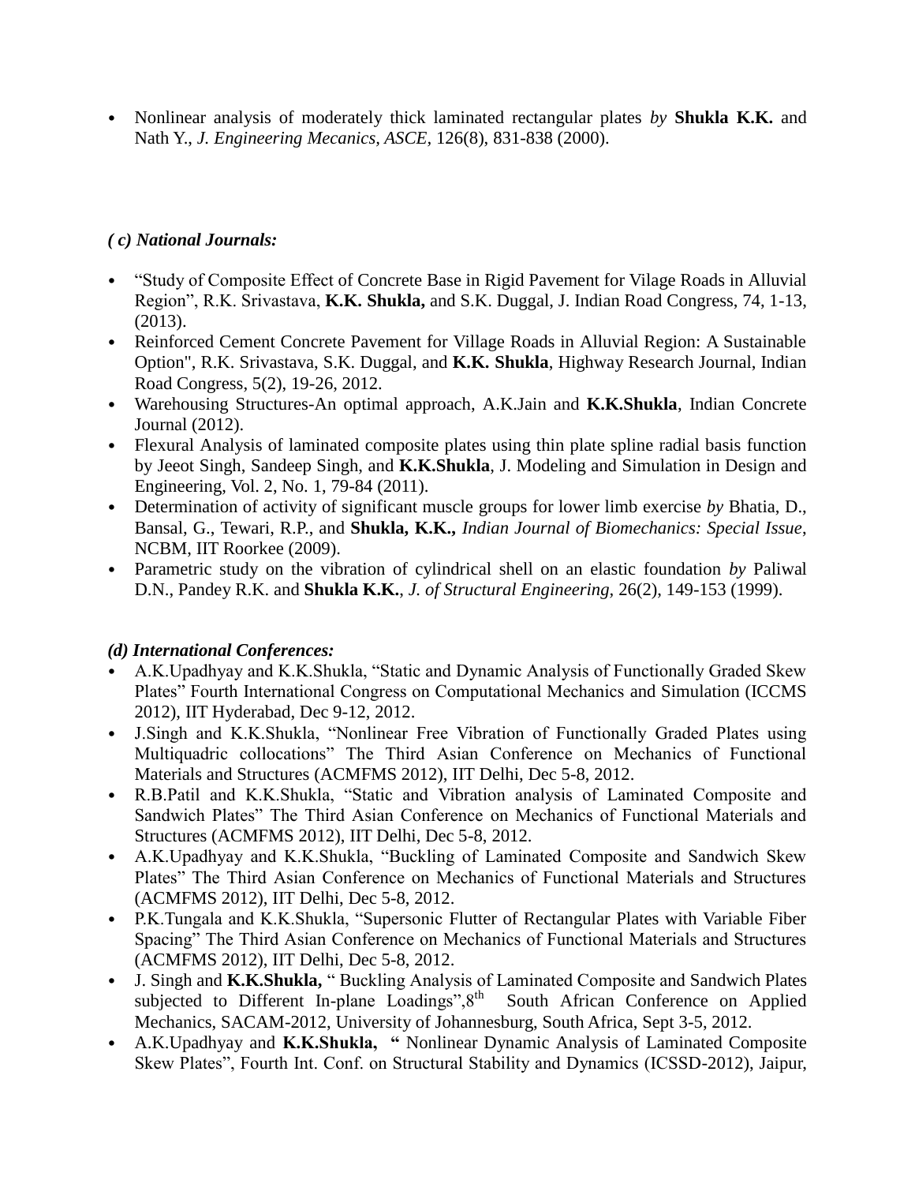- Nonlinear analysis of moderately thick laminated rectangular plates *by* **Shukla K.K.** and Nath Y., *J. Engineering Mecanics, ASCE*, 126(8), 831-838 (2000).

### *( c) National Journals:*

- "Study of Composite Effect of Concrete Base in Rigid Pavement for Vilage Roads in Alluvial Region", R.K. Srivastava, **K.K. Shukla,** and S.K. Duggal, J. Indian Road Congress, 74, 1-13, (2013).
- Reinforced Cement Concrete Pavement for Village Roads in Alluvial Region: A Sustainable Option", R.K. Srivastava, S.K. Duggal, and **K.K. Shukla**, Highway Research Journal, Indian Road Congress, 5(2), 19-26, 2012.
- Warehousing Structures-An optimal approach, A.K.Jain and **K.K.Shukla**, Indian Concrete Journal (2012).
- Flexural Analysis of laminated composite plates using thin plate spline radial basis function by Jeeot Singh, Sandeep Singh, and **K.K.Shukla**, J. Modeling and Simulation in Design and Engineering, Vol. 2, No. 1, 79-84 (2011).
- Determination of activity of significant muscle groups for lower limb exercise *by* Bhatia, D., Bansal, G., Tewari, R.P., and **Shukla, K.K.,** *Indian Journal of Biomechanics: Special Issue*, NCBM, IIT Roorkee (2009).
- Parametric study on the vibration of cylindrical shell on an elastic foundation *by* Paliwal D.N., Pandey R.K. and **Shukla K.K.**, *J. of Structural Engineering*, 26(2), 149-153 (1999).

### *(d) International Conferences:*

- A.K.Upadhyay and K.K.Shukla, "Static and Dynamic Analysis of Functionally Graded Skew Plates" Fourth International Congress on Computational Mechanics and Simulation (ICCMS 2012), IIT Hyderabad, Dec 9-12, 2012.
- J.Singh and K.K.Shukla, "Nonlinear Free Vibration of Functionally Graded Plates using Multiquadric collocations" The Third Asian Conference on Mechanics of Functional Materials and Structures (ACMFMS 2012), IIT Delhi, Dec 5-8, 2012.
- R.B.Patil and K.K.Shukla, "Static and Vibration analysis of Laminated Composite and Sandwich Plates" The Third Asian Conference on Mechanics of Functional Materials and Structures (ACMFMS 2012), IIT Delhi, Dec 5-8, 2012.
- A.K.Upadhyay and K.K.Shukla, "Buckling of Laminated Composite and Sandwich Skew Plates" The Third Asian Conference on Mechanics of Functional Materials and Structures (ACMFMS 2012), IIT Delhi, Dec 5-8, 2012.
- P.K.Tungala and K.K.Shukla, "Supersonic Flutter of Rectangular Plates with Variable Fiber Spacing" The Third Asian Conference on Mechanics of Functional Materials and Structures (ACMFMS 2012), IIT Delhi, Dec 5-8, 2012.
- J. Singh and **K.K.Shukla,** " Buckling Analysis of Laminated Composite and Sandwich Plates subjected to Different In-plane Loadings",8th South African Conference on Applied Mechanics, SACAM-2012, University of Johannesburg, South Africa, Sept 3-5, 2012.
- A.K.Upadhyay and **K.K.Shukla, "** Nonlinear Dynamic Analysis of Laminated Composite Skew Plates", Fourth Int. Conf. on Structural Stability and Dynamics (ICSSD-2012), Jaipur,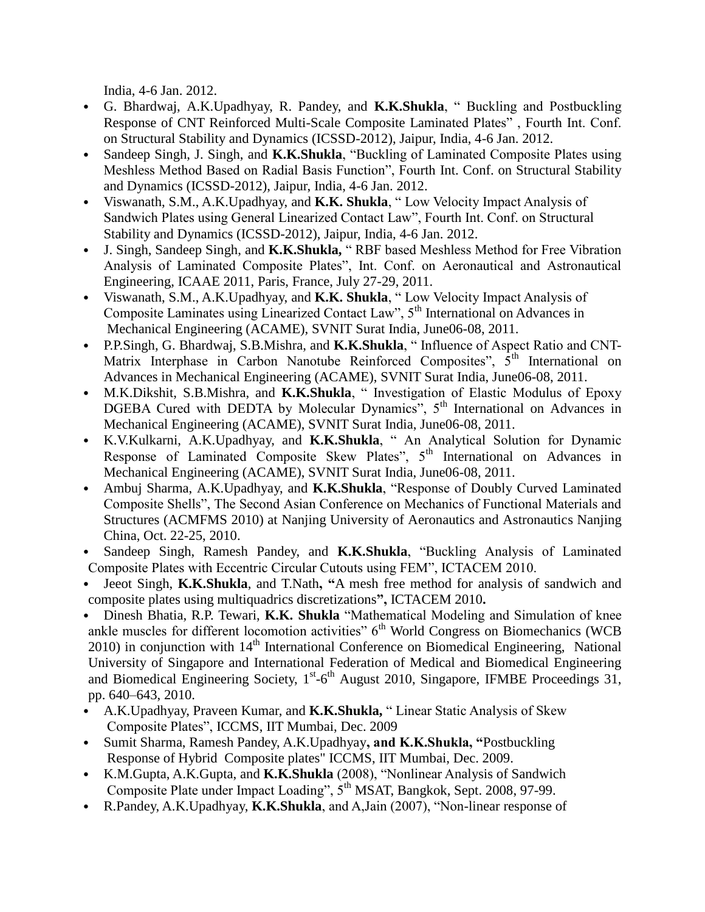India, 4-6 Jan. 2012.

- G. Bhardwaj, A.K.Upadhyay, R. Pandey, and **K.K.Shukla**, " Buckling and Postbuckling Response of CNT Reinforced Multi-Scale Composite Laminated Plates" , Fourth Int. Conf. on Structural Stability and Dynamics (ICSSD-2012), Jaipur, India, 4-6 Jan. 2012.
- Sandeep Singh, J. Singh, and **K.K.Shukla**, "Buckling of Laminated Composite Plates using Meshless Method Based on Radial Basis Function", Fourth Int. Conf. on Structural Stability and Dynamics (ICSSD-2012), Jaipur, India, 4-6 Jan. 2012.
- Viswanath, S.M., A.K.Upadhyay, and **K.K. Shukla**, " Low Velocity Impact Analysis of Sandwich Plates using General Linearized Contact Law", Fourth Int. Conf. on Structural Stability and Dynamics (ICSSD-2012), Jaipur, India, 4-6 Jan. 2012.
- J. Singh, Sandeep Singh, and **K.K.Shukla,** " RBF based Meshless Method for Free Vibration Analysis of Laminated Composite Plates", Int. Conf. on Aeronautical and Astronautical Engineering, ICAAE 2011, Paris, France, July 27-29, 2011.
- Viswanath, S.M., A.K.Upadhyay, and **K.K. Shukla**, " Low Velocity Impact Analysis of Composite Laminates using Linearized Contact Law", 5th International on Advances in Mechanical Engineering (ACAME), SVNIT Surat India, June06-08, 2011.
- P.P.Singh, G. Bhardwaj, S.B.Mishra, and **K.K.Shukla**, " Influence of Aspect Ratio and CNT-Matrix Interphase in Carbon Nanotube Reinforced Composites", 5th International on Advances in Mechanical Engineering (ACAME), SVNIT Surat India, June06-08, 2011.
- M.K.Dikshit, S.B.Mishra, and **K.K.Shukla**, " Investigation of Elastic Modulus of Epoxy DGEBA Cured with DEDTA by Molecular Dynamics", 5th International on Advances in Mechanical Engineering (ACAME), SVNIT Surat India, June06-08, 2011.
- K.V.Kulkarni, A.K.Upadhyay, and **K.K.Shukla**, " An Analytical Solution for Dynamic Response of Laminated Composite Skew Plates", 5th International on Advances in Mechanical Engineering (ACAME), SVNIT Surat India, June06-08, 2011.
- Ambuj Sharma, A.K.Upadhyay, and **K.K.Shukla**, "Response of Doubly Curved Laminated Composite Shells", The Second Asian Conference on Mechanics of Functional Materials and Structures (ACMFMS 2010) at Nanjing University of Aeronautics and Astronautics Nanjing China, Oct. 22-25, 2010.
- Sandeep Singh, Ramesh Pandey, and **K.K.Shukla**, "Buckling Analysis of Laminated Composite Plates with Eccentric Circular Cutouts using FEM", ICTACEM 2010.
- Jeeot Singh, **K.K.Shukla**, and T.Nath**, "**A mesh free method for analysis of sandwich and composite plates using multiquadrics discretizations**",** ICTACEM 2010**.**
- Dinesh Bhatia, R.P. Tewari, **K.K. Shukla** "Mathematical Modeling and Simulation of knee ankle muscles for different locomotion activities" 6th World Congress on Biomechanics (WCB 2010) in conjunction with 14th International Conference on Biomedical Engineering, National University of Singapore and International Federation of Medical and Biomedical Engineering and Biomedical Engineering Society, 1st-6th August 2010, Singapore, IFMBE Proceedings 31, pp. 640–643, 2010.
- A.K.Upadhyay, Praveen Kumar, and **K.K.Shukla,** " Linear Static Analysis of Skew Composite Plates", ICCMS, IIT Mumbai, Dec. 2009
- Sumit Sharma, Ramesh Pandey, A.K.Upadhyay**, and K.K.Shukla, "**Postbuckling Response of Hybrid Composite plates" ICCMS, IIT Mumbai, Dec. 2009.
- K.M.Gupta, A.K.Gupta, and **K.K.Shukla** (2008), "Nonlinear Analysis of Sandwich Composite Plate under Impact Loading", 5th MSAT, Bangkok, Sept. 2008, 97-99.
- R.Pandey, A.K.Upadhyay, **K.K.Shukla**, and A,Jain (2007), "Non-linear response of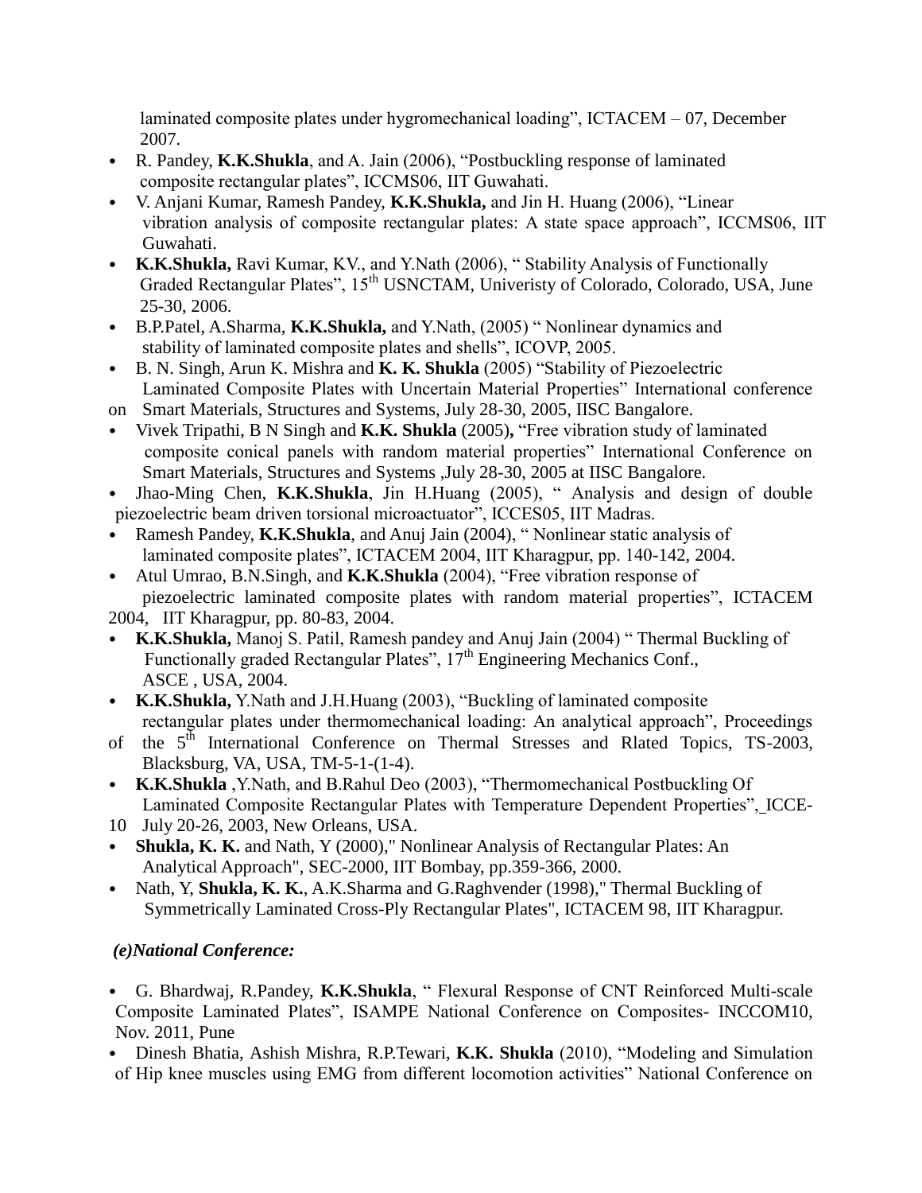laminated composite plates under hygromechanical loading", ICTACEM – 07, December 2007.

- R. Pandey, **K.K.Shukla**, and A. Jain (2006), "Postbuckling response of laminated composite rectangular plates", ICCMS06, IIT Guwahati.
- V. Anjani Kumar, Ramesh Pandey, **K.K.Shukla,** and Jin H. Huang (2006), "Linear vibration analysis of composite rectangular plates: A state space approach", ICCMS06, IIT Guwahati.
- **K.K.Shukla,** Ravi Kumar, KV., and Y.Nath (2006), " Stability Analysis of Functionally Graded Rectangular Plates", 15th USNCTAM, Univeristy of Colorado, Colorado, USA, June 25-30, 2006.
- B.P.Patel, A.Sharma, **K.K.Shukla,** and Y.Nath, (2005) " Nonlinear dynamics and stability of laminated composite plates and shells", ICOVP, 2005.
- B. N. Singh, Arun K. Mishra and **K. K. Shukla** (2005) "Stability of Piezoelectric Laminated Composite Plates with Uncertain Material Properties" International conference on Smart Materials, Structures and Systems, July 28-30, 2005, IISC Bangalore.
- Vivek Tripathi, B N Singh and **K.K. Shukla** (2005)**,** "Free vibration study of laminated composite conical panels with random material properties" International Conference on Smart Materials, Structures and Systems ,July 28-30, 2005 at IISC Bangalore.
- Jhao-Ming Chen, **K.K.Shukla**, Jin H.Huang (2005), " Analysis and design of double piezoelectric beam driven torsional microactuator", ICCES05, IIT Madras.
- Ramesh Pandey, **K.K.Shukla**, and Anuj Jain (2004), " Nonlinear static analysis of laminated composite plates", ICTACEM 2004, IIT Kharagpur, pp. 140-142, 2004.
- Atul Umrao, B.N.Singh, and **K.K.Shukla** (2004), "Free vibration response of piezoelectric laminated composite plates with random material properties", ICTACEM 2004, IIT Kharagpur, pp. 80-83, 2004.
- **K.K.Shukla,** Manoj S. Patil, Ramesh pandey and Anuj Jain (2004) " Thermal Buckling of Functionally graded Rectangular Plates", 17th Engineering Mechanics Conf., ASCE , USA, 2004.
- **K.K.Shukla,** Y.Nath and J.H.Huang (2003), "Buckling of laminated composite rectangular plates under thermomechanical loading: An analytical approach", Proceedings of the 5th International Conference on Thermal Stresses and Rlated Topics, TS-2003, Blacksburg, VA, USA, TM-5-1-(1-4).
- **K.K.Shukla** ,Y.Nath, and B.Rahul Deo (2003), "Thermomechanical Postbuckling Of Laminated Composite Rectangular Plates with Temperature Dependent Properties", ICCE-10 July 20-26, 2003, New Orleans, USA.
- **Shukla, K. K.** and Nath, Y (2000)," Nonlinear Analysis of Rectangular Plates: An Analytical Approach", SEC-2000, IIT Bombay, pp.359-366, 2000.
- Nath, Y, **Shukla, K. K.**, A.K.Sharma and G.Raghvender (1998)," Thermal Buckling of Symmetrically Laminated Cross-Ply Rectangular Plates", ICTACEM 98, IIT Kharagpur.

***(e)National Conference:***

- G. Bhardwaj, R.Pandey, **K.K.Shukla**, " Flexural Response of CNT Reinforced Multi-scale Composite Laminated Plates", ISAMPE National Conference on Composites- INCCOM10, Nov. 2011, Pune
- Dinesh Bhatia, Ashish Mishra, R.P.Tewari, **K.K. Shukla** (2010), "Modeling and Simulation of Hip knee muscles using EMG from different locomotion activities" National Conference on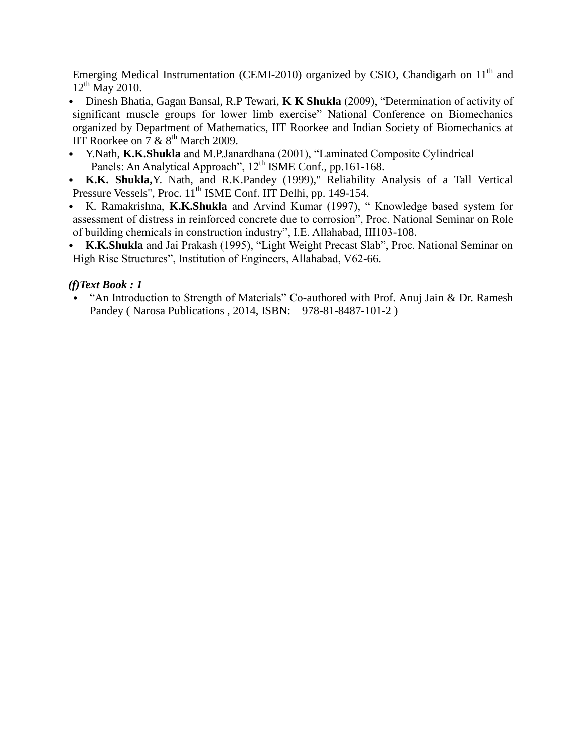Emerging Medical Instrumentation (CEMI-2010) organized by CSIO, Chandigarh on 11th and 12th May 2010.

- Dinesh Bhatia, Gagan Bansal, R.P Tewari, **K K Shukla** (2009), "Determination of activity of significant muscle groups for lower limb exercise" National Conference on Biomechanics organized by Department of Mathematics, IIT Roorkee and Indian Society of Biomechanics at IIT Roorkee on 7 & 8th March 2009.
- Y.Nath, **K.K.Shukla** and M.P.Janardhana (2001), "Laminated Composite Cylindrical Panels: An Analytical Approach", 12th ISME Conf., pp.161-168.
- **K.K. Shukla,**Y. Nath, and R.K.Pandey (1999)," Reliability Analysis of a Tall Vertical Pressure Vessels", Proc. 11th ISME Conf. IIT Delhi, pp. 149-154.
- K. Ramakrishna, **K.K.Shukla** and Arvind Kumar (1997), " Knowledge based system for assessment of distress in reinforced concrete due to corrosion", Proc. National Seminar on Role of building chemicals in construction industry", I.E. Allahabad, III103-108.
- **K.K.Shukla** and Jai Prakash (1995), "Light Weight Precast Slab", Proc. National Seminar on High Rise Structures", Institution of Engineers, Allahabad, V62-66.

***(f)Text Book : 1***

- "An Introduction to Strength of Materials" Co-authored with Prof. Anuj Jain & Dr. Ramesh Pandey ( Narosa Publications , 2014, ISBN: 978-81-8487-101-2 )